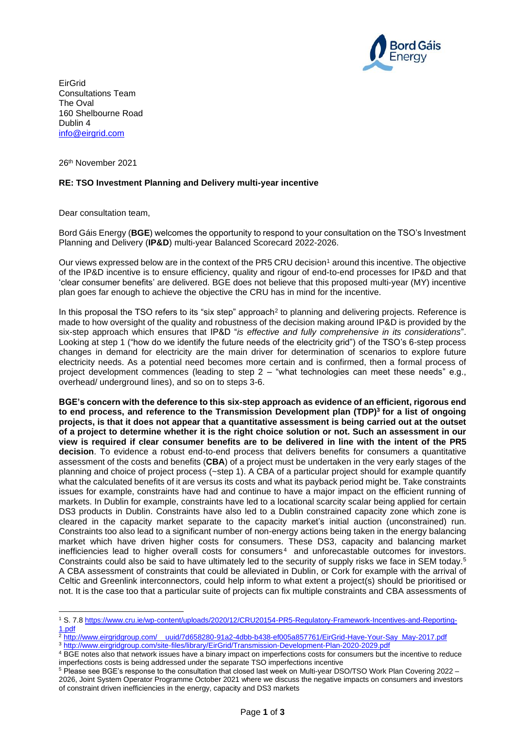EirGrid
Consultations Team
The Oval
160 Shelbourne Road
Dublin 4
info@eirgrid.com

26th November 2021

**RE: TSO Investment Planning and Delivery multi-year incentive**

Dear consultation team,

Bord Gáis Energy (**BGE**) welcomes the opportunity to respond to your consultation on the TSO's Investment Planning and Delivery (**IP&D**) multi-year Balanced Scorecard 2022-2026.

Our views expressed below are in the context of the PR5 CRU decision[1] around this incentive. The objective of the IP&D incentive is to ensure efficiency, quality and rigour of end-to-end processes for IP&D and that 'clear consumer benefits' are delivered. BGE does not believe that this proposed multi-year (MY) incentive plan goes far enough to achieve the objective the CRU has in mind for the incentive.

In this proposal the TSO refers to its "six step" approach[2] to planning and delivering projects. Reference is made to how oversight of the quality and robustness of the decision making around IP&D is provided by the six-step approach which ensures that IP&D "*is effective and fully comprehensive in its considerations*". Looking at step 1 ("how do we identify the future needs of the electricity grid") of the TSO's 6-step process changes in demand for electricity are the main driver for determination of scenarios to explore future electricity needs. As a potential need becomes more certain and is confirmed, then a formal process of project development commences (leading to step 2 – "what technologies can meet these needs" e.g., overhead/ underground lines), and so on to steps 3-6.

**BGE's concern with the deference to this six-step approach as evidence of an efficient, rigorous end to end process, and reference to the Transmission Development plan (TDP)[3] for a list of ongoing projects, is that it does not appear that a quantitative assessment is being carried out at the outset of a project to determine whether it is the right choice solution or not. Such an assessment in our view is required if clear consumer benefits are to be delivered in line with the intent of the PR5 decision**. To evidence a robust end-to-end process that delivers benefits for consumers a quantitative assessment of the costs and benefits (**CBA**) of a project must be undertaken in the very early stages of the planning and choice of project process (~step 1). A CBA of a particular project should for example quantify what the calculated benefits of it are versus its costs and what its payback period might be. Take constraints issues for example, constraints have had and continue to have a major impact on the efficient running of markets. In Dublin for example, constraints have led to a locational scarcity scalar being applied for certain DS3 products in Dublin. Constraints have also led to a Dublin constrained capacity zone which zone is cleared in the capacity market separate to the capacity market's initial auction (unconstrained) run. Constraints too also lead to a significant number of non-energy actions being taken in the energy balancing market which have driven higher costs for consumers. These DS3, capacity and balancing market inefficiencies lead to higher overall costs for consumers[4] and unforecastable outcomes for investors. Constraints could also be said to have ultimately led to the security of supply risks we face in SEM today.[5] A CBA assessment of constraints that could be alleviated in Dublin, or Cork for example with the arrival of Celtic and Greenlink interconnectors, could help inform to what extent a project(s) should be prioritised or not. It is the case too that a particular suite of projects can fix multiple constraints and CBA assessments of

---

[1] S. 7.8 https://www.cru.ie/wp-content/uploads/2020/12/CRU20154-PR5-Regulatory-Framework-Incentives-and-Reporting-1.pdf

[2] http://www.eirgridgroup.com/__uuid/7d658280-91a2-4dbb-b438-ef005a857761/EirGrid-Have-Your-Say_May-2017.pdf

[3] http://www.eirgridgroup.com/site-files/library/EirGrid/Transmission-Development-Plan-2020-2029.pdf

[4] BGE notes also that network issues have a binary impact on imperfections costs for consumers but the incentive to reduce imperfections costs is being addressed under the separate TSO imperfections incentive

[5] Please see BGE's response to the consultation that closed last week on Multi-year DSO/TSO Work Plan Covering 2022 – 2026, Joint System Operator Programme October 2021 where we discuss the negative impacts on consumers and investors of constraint driven inefficiencies in the energy, capacity and DS3 markets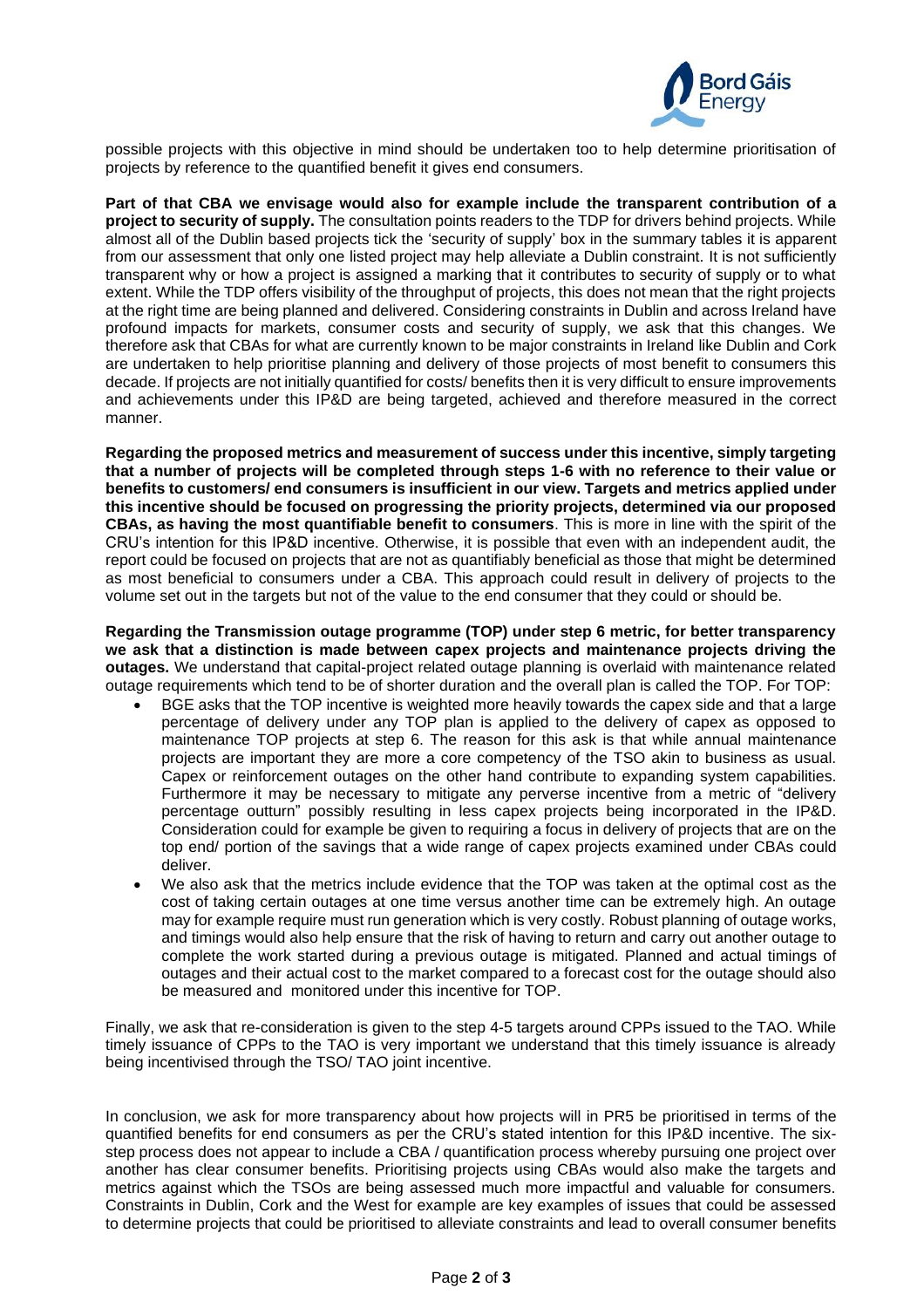possible projects with this objective in mind should be undertaken too to help determine prioritisation of projects by reference to the quantified benefit it gives end consumers.

**Part of that CBA we envisage would also for example include the transparent contribution of a project to security of supply.** The consultation points readers to the TDP for drivers behind projects. While almost all of the Dublin based projects tick the 'security of supply' box in the summary tables it is apparent from our assessment that only one listed project may help alleviate a Dublin constraint. It is not sufficiently transparent why or how a project is assigned a marking that it contributes to security of supply or to what extent. While the TDP offers visibility of the throughput of projects, this does not mean that the right projects at the right time are being planned and delivered. Considering constraints in Dublin and across Ireland have profound impacts for markets, consumer costs and security of supply, we ask that this changes. We therefore ask that CBAs for what are currently known to be major constraints in Ireland like Dublin and Cork are undertaken to help prioritise planning and delivery of those projects of most benefit to consumers this decade. If projects are not initially quantified for costs/ benefits then it is very difficult to ensure improvements and achievements under this IP&D are being targeted, achieved and therefore measured in the correct manner.

**Regarding the proposed metrics and measurement of success under this incentive, simply targeting that a number of projects will be completed through steps 1-6 with no reference to their value or benefits to customers/ end consumers is insufficient in our view. Targets and metrics applied under this incentive should be focused on progressing the priority projects, determined via our proposed CBAs, as having the most quantifiable benefit to consumers**. This is more in line with the spirit of the CRU's intention for this IP&D incentive. Otherwise, it is possible that even with an independent audit, the report could be focused on projects that are not as quantifiably beneficial as those that might be determined as most beneficial to consumers under a CBA. This approach could result in delivery of projects to the volume set out in the targets but not of the value to the end consumer that they could or should be.

**Regarding the Transmission outage programme (TOP) under step 6 metric, for better transparency we ask that a distinction is made between capex projects and maintenance projects driving the outages.** We understand that capital-project related outage planning is overlaid with maintenance related outage requirements which tend to be of shorter duration and the overall plan is called the TOP. For TOP:

- BGE asks that the TOP incentive is weighted more heavily towards the capex side and that a large percentage of delivery under any TOP plan is applied to the delivery of capex as opposed to maintenance TOP projects at step 6. The reason for this ask is that while annual maintenance projects are important they are more a core competency of the TSO akin to business as usual. Capex or reinforcement outages on the other hand contribute to expanding system capabilities. Furthermore it may be necessary to mitigate any perverse incentive from a metric of "delivery percentage outturn" possibly resulting in less capex projects being incorporated in the IP&D. Consideration could for example be given to requiring a focus in delivery of projects that are on the top end/ portion of the savings that a wide range of capex projects examined under CBAs could deliver.
- We also ask that the metrics include evidence that the TOP was taken at the optimal cost as the cost of taking certain outages at one time versus another time can be extremely high. An outage may for example require must run generation which is very costly. Robust planning of outage works, and timings would also help ensure that the risk of having to return and carry out another outage to complete the work started during a previous outage is mitigated. Planned and actual timings of outages and their actual cost to the market compared to a forecast cost for the outage should also be measured and monitored under this incentive for TOP.

Finally, we ask that re-consideration is given to the step 4-5 targets around CPPs issued to the TAO. While timely issuance of CPPs to the TAO is very important we understand that this timely issuance is already being incentivised through the TSO/ TAO joint incentive.

In conclusion, we ask for more transparency about how projects will in PR5 be prioritised in terms of the quantified benefits for end consumers as per the CRU's stated intention for this IP&D incentive. The six-step process does not appear to include a CBA / quantification process whereby pursuing one project over another has clear consumer benefits. Prioritising projects using CBAs would also make the targets and metrics against which the TSOs are being assessed much more impactful and valuable for consumers. Constraints in Dublin, Cork and the West for example are key examples of issues that could be assessed to determine projects that could be prioritised to alleviate constraints and lead to overall consumer benefits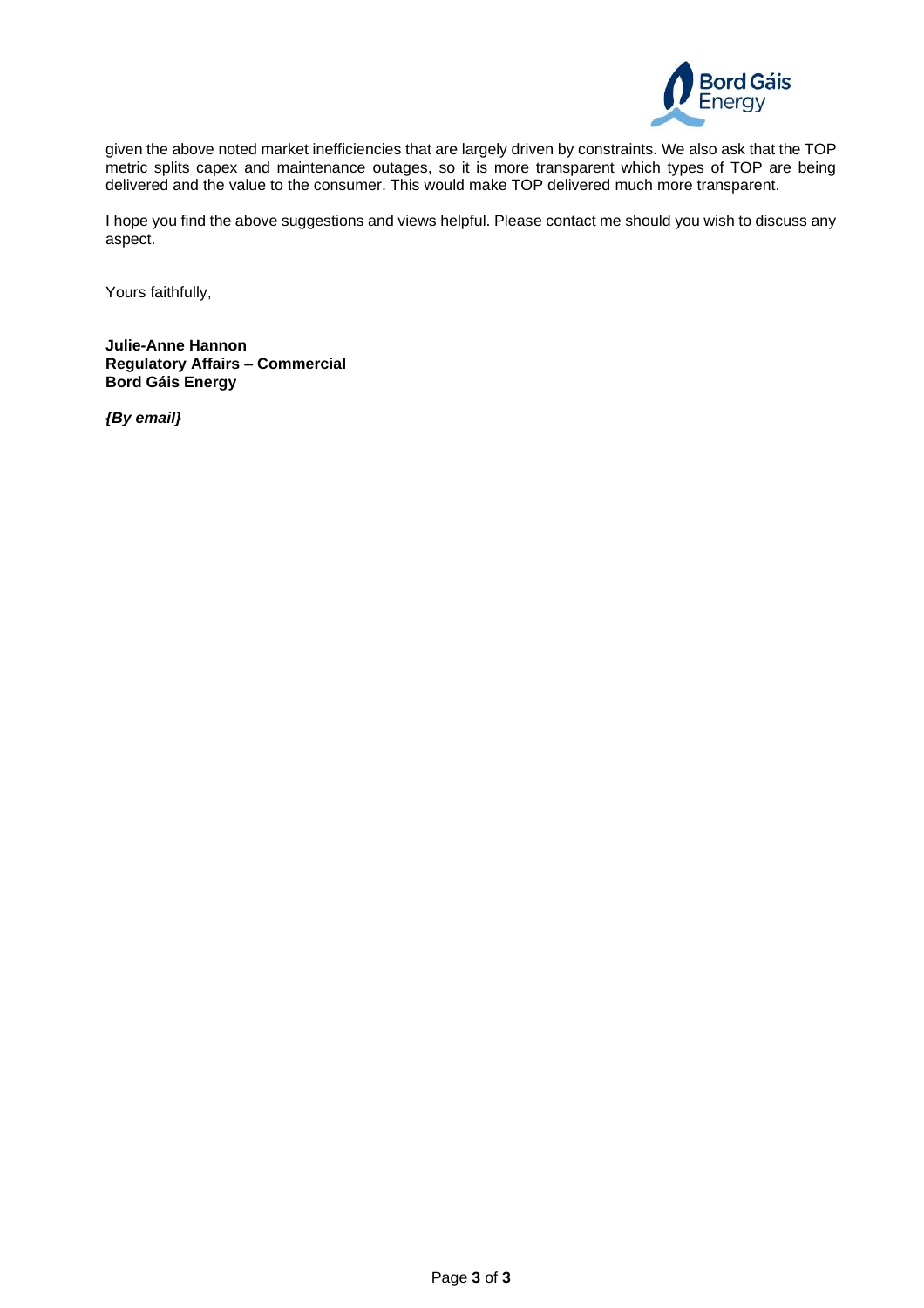given the above noted market inefficiencies that are largely driven by constraints. We also ask that the TOP metric splits capex and maintenance outages, so it is more transparent which types of TOP are being delivered and the value to the consumer. This would make TOP delivered much more transparent.

I hope you find the above suggestions and views helpful. Please contact me should you wish to discuss any aspect.

Yours faithfully,

**Julie-Anne Hannon**
**Regulatory Affairs – Commercial**
**Bord Gáis Energy**

***{By email}***